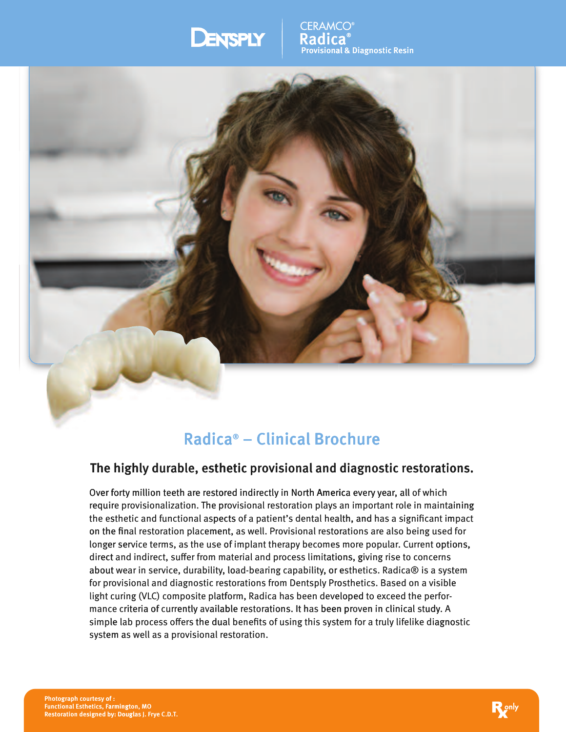DENTSPLY

CERAMCO®
Radica®
Provisional & Diagnostic Resin

# Radica® – Clinical Brochure

## The highly durable, esthetic provisional and diagnostic restorations.

Over forty million teeth are restored indirectly in North America every year, all of which require provisionalization. The provisional restoration plays an important role in maintaining the esthetic and functional aspects of a patient's dental health, and has a significant impact on the final restoration placement, as well. Provisional restorations are also being used for longer service terms, as the use of implant therapy becomes more popular. Current options, direct and indirect, suffer from material and process limitations, giving rise to concerns about wear in service, durability, load-bearing capability, or esthetics. Radica® is a system for provisional and diagnostic restorations from Dentsply Prosthetics. Based on a visible light curing (VLC) composite platform, Radica has been developed to exceed the performance criteria of currently available restorations. It has been proven in clinical study. A simple lab process offers the dual benefits of using this system for a truly lifelike diagnostic system as well as a provisional restoration.

**Photograph courtesy of :**
**Functional Esthetics, Farmington, MO**
**Restoration designed by: Douglas J. Frye C.D.T.**

Rx only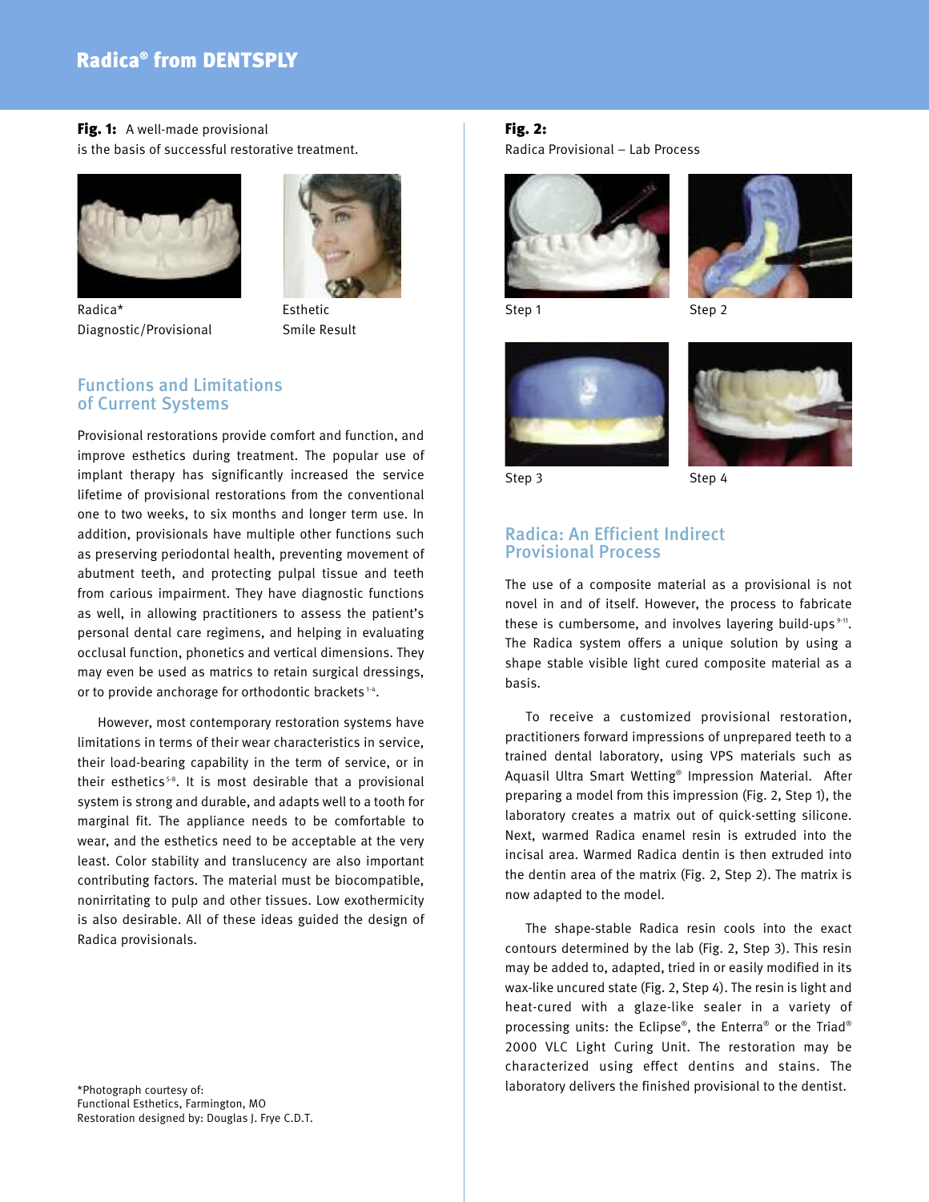**Fig. 1:** A well-made provisional is the basis of successful restorative treatment.

Radica* Diagnostic/Provisional

Esthetic Smile Result

**Fig. 2:** Radica Provisional – Lab Process

Step 1

Step 2

Step 3

Step 4

## Functions and Limitations of Current Systems

Provisional restorations provide comfort and function, and improve esthetics during treatment. The popular use of implant therapy has significantly increased the service lifetime of provisional restorations from the conventional one to two weeks, to six months and longer term use. In addition, provisionals have multiple other functions such as preserving periodontal health, preventing movement of abutment teeth, and protecting pulpal tissue and teeth from carious impairment. They have diagnostic functions as well, in allowing practitioners to assess the patient's personal dental care regimens, and helping in evaluating occlusal function, phonetics and vertical dimensions. They may even be used as matrics to retain surgical dressings, or to provide anchorage for orthodontic brackets[1-4].

However, most contemporary restoration systems have limitations in terms of their wear characteristics in service, their load-bearing capability in the term of service, or in their esthetics[5-8]. It is most desirable that a provisional system is strong and durable, and adapts well to a tooth for marginal fit. The appliance needs to be comfortable to wear, and the esthetics need to be acceptable at the very least. Color stability and translucency are also important contributing factors. The material must be biocompatible, nonirritating to pulp and other tissues. Low exothermicity is also desirable. All of these ideas guided the design of Radica provisionals.

*Photograph courtesy of:
Functional Esthetics, Farmington, MO
Restoration designed by: Douglas J. Frye C.D.T.

## Radica: An Efficient Indirect Provisional Process

The use of a composite material as a provisional is not novel in and of itself. However, the process to fabricate these is cumbersome, and involves layering build-ups[9-11]. The Radica system offers a unique solution by using a shape stable visible light cured composite material as a basis.

To receive a customized provisional restoration, practitioners forward impressions of unprepared teeth to a trained dental laboratory, using VPS materials such as Aquasil Ultra Smart Wetting® Impression Material. After preparing a model from this impression (Fig. 2, Step 1), the laboratory creates a matrix out of quick-setting silicone. Next, warmed Radica enamel resin is extruded into the incisal area. Warmed Radica dentin is then extruded into the dentin area of the matrix (Fig. 2, Step 2). The matrix is now adapted to the model.

The shape-stable Radica resin cools into the exact contours determined by the lab (Fig. 2, Step 3). This resin may be added to, adapted, tried in or easily modified in its wax-like uncured state (Fig. 2, Step 4). The resin is light and heat-cured with a glaze-like sealer in a variety of processing units: the Eclipse®, the Enterra® or the Triad® 2000 VLC Light Curing Unit. The restoration may be characterized using effect dentins and stains. The laboratory delivers the finished provisional to the dentist.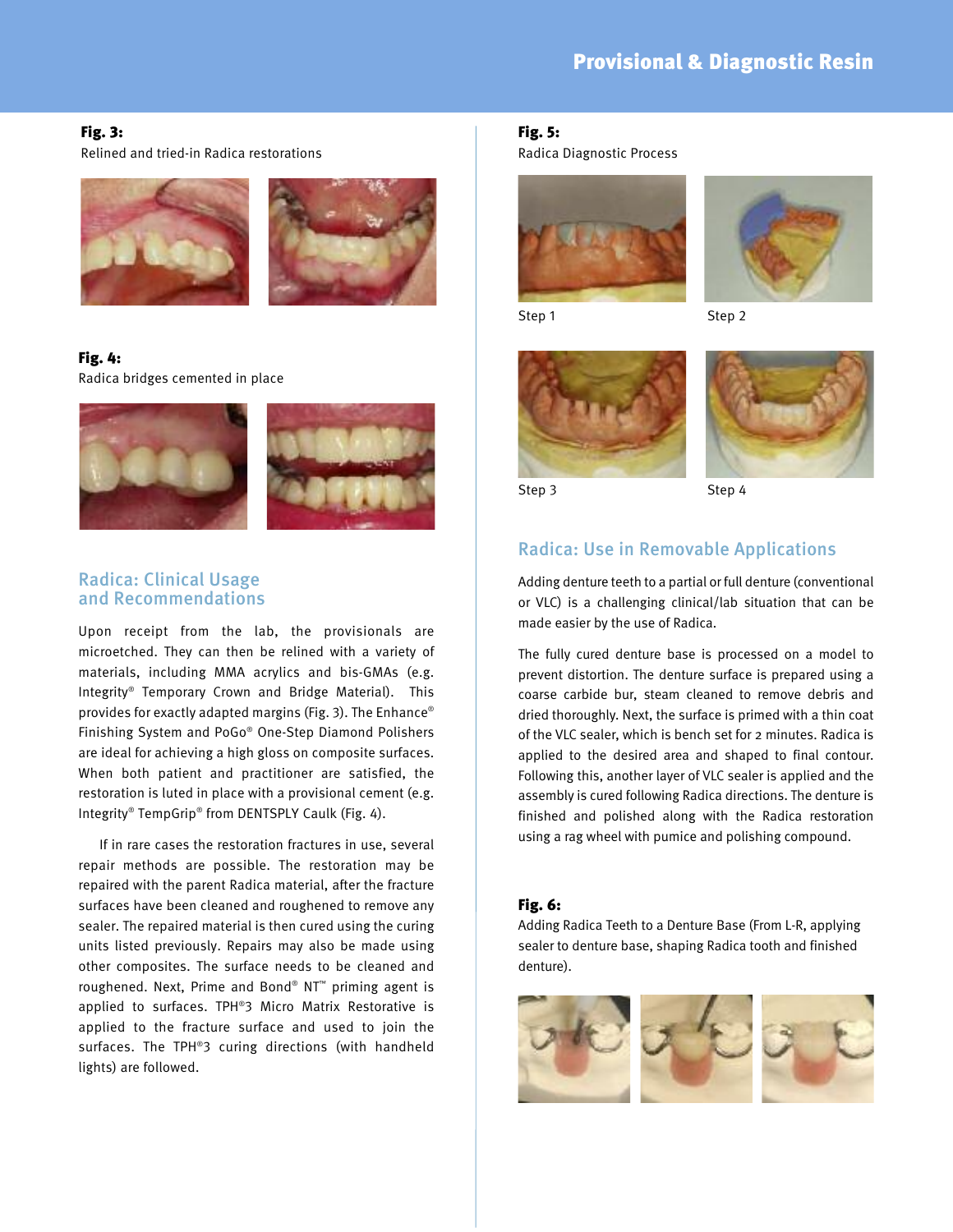**Fig. 3:**
Relined and tried-in Radica restorations

**Fig. 4:**
Radica bridges cemented in place

## Radica: Clinical Usage and Recommendations

Upon receipt from the lab, the provisionals are microetched. They can then be relined with a variety of materials, including MMA acrylics and bis-GMAs (e.g. Integrity® Temporary Crown and Bridge Material). This provides for exactly adapted margins (Fig. 3). The Enhance® Finishing System and PoGo® One-Step Diamond Polishers are ideal for achieving a high gloss on composite surfaces. When both patient and practitioner are satisfied, the restoration is luted in place with a provisional cement (e.g. Integrity® TempGrip® from DENTSPLY Caulk (Fig. 4).

If in rare cases the restoration fractures in use, several repair methods are possible. The restoration may be repaired with the parent Radica material, after the fracture surfaces have been cleaned and roughened to remove any sealer. The repaired material is then cured using the curing units listed previously. Repairs may also be made using other composites. The surface needs to be cleaned and roughened. Next, Prime and Bond® NT™ priming agent is applied to surfaces. TPH®3 Micro Matrix Restorative is applied to the fracture surface and used to join the surfaces. The TPH®3 curing directions (with handheld lights) are followed.

**Fig. 5:**
Radica Diagnostic Process

Step 1

Step 2

Step 3

Step 4

## Radica: Use in Removable Applications

Adding denture teeth to a partial or full denture (conventional or VLC) is a challenging clinical/lab situation that can be made easier by the use of Radica.

The fully cured denture base is processed on a model to prevent distortion. The denture surface is prepared using a coarse carbide bur, steam cleaned to remove debris and dried thoroughly. Next, the surface is primed with a thin coat of the VLC sealer, which is bench set for 2 minutes. Radica is applied to the desired area and shaped to final contour. Following this, another layer of VLC sealer is applied and the assembly is cured following Radica directions. The denture is finished and polished along with the Radica restoration using a rag wheel with pumice and polishing compound.

**Fig. 6:**
Adding Radica Teeth to a Denture Base (From L-R, applying sealer to denture base, shaping Radica tooth and finished denture).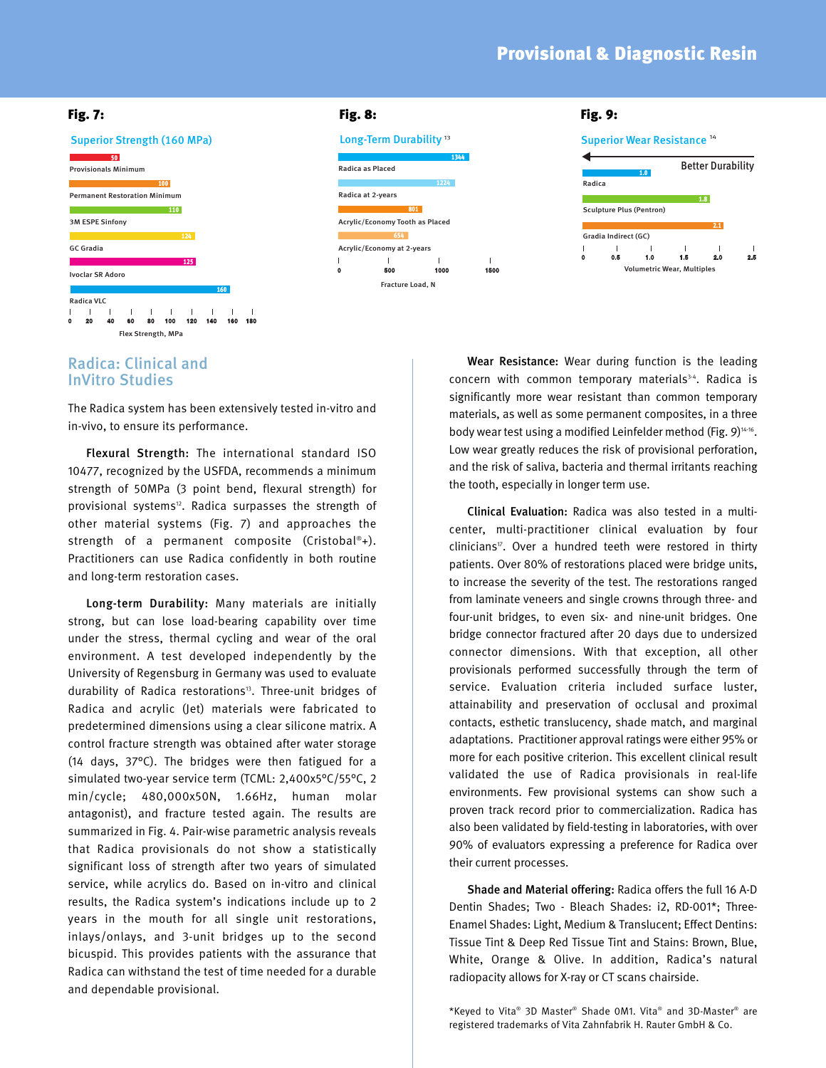**Fig. 7:**

Superior Strength (160 MPa)

| Material | Flex Strength, MPa |
| --- | --- |
| Provisionals Minimum | 50 |
| Permanent Restoration Minimum | 100 |
| 3M ESPE Sinfony | 110 |
| GC Gradia | 124 |
| Ivoclar SR Adoro | 125 |
| Radica VLC | 160 |

**Fig. 8:**

Long-Term Durability [13]

| Material | Fracture Load, N |
| --- | --- |
| Radica as Placed | 1344 |
| Radica at 2-years | 1224 |
| Acrylic/Economy Tooth as Placed | 801 |
| Acrylic/Economy at 2-years | 654 |

**Fig. 9:**

Superior Wear Resistance [14]

Better Durability

| Material | Volumetric Wear, Multiples |
| --- | --- |
| Radica | 1.0 |
| Sculpture Plus (Pentron) | 1.8 |
| Gradia Indirect (GC) | 2.1 |

## Radica: Clinical and InVitro Studies

The Radica system has been extensively tested in-vitro and in-vivo, to ensure its performance.

**Flexural Strength:** The international standard ISO 10477, recognized by the USFDA, recommends a minimum strength of 50MPa (3 point bend, flexural strength) for provisional systems[12]. Radica surpasses the strength of other material systems (Fig. 7) and approaches the strength of a permanent composite (Cristobal®+). Practitioners can use Radica confidently in both routine and long-term restoration cases.

**Long-term Durability:** Many materials are initially strong, but can lose load-bearing capability over time under the stress, thermal cycling and wear of the oral environment. A test developed independently by the University of Regensburg in Germany was used to evaluate durability of Radica restorations[13]. Three-unit bridges of Radica and acrylic (Jet) materials were fabricated to predetermined dimensions using a clear silicone matrix. A control fracture strength was obtained after water storage (14 days, 37°C). The bridges were then fatigued for a simulated two-year service term (TCML: 2,400x5°C/55°C, 2 min/cycle; 480,000x50N, 1.66Hz, human molar antagonist), and fracture tested again. The results are summarized in Fig. 4. Pair-wise parametric analysis reveals that Radica provisionals do not show a statistically significant loss of strength after two years of simulated service, while acrylics do. Based on in-vitro and clinical results, the Radica system's indications include up to 2 years in the mouth for all single unit restorations, inlays/onlays, and 3-unit bridges up to the second bicuspid. This provides patients with the assurance that Radica can withstand the test of time needed for a durable and dependable provisional.

**Wear Resistance:** Wear during function is the leading concern with common temporary materials[3-4]. Radica is significantly more wear resistant than common temporary materials, as well as some permanent composites, in a three body wear test using a modified Leinfelder method (Fig. 9)[14-16]. Low wear greatly reduces the risk of provisional perforation, and the risk of saliva, bacteria and thermal irritants reaching the tooth, especially in longer term use.

**Clinical Evaluation:** Radica was also tested in a multi-center, multi-practitioner clinical evaluation by four clinicians[17]. Over a hundred teeth were restored in thirty patients. Over 80% of restorations placed were bridge units, to increase the severity of the test. The restorations ranged from laminate veneers and single crowns through three- and four-unit bridges, to even six- and nine-unit bridges. One bridge connector fractured after 20 days due to undersized connector dimensions. With that exception, all other provisionals performed successfully through the term of service. Evaluation criteria included surface luster, attainability and preservation of occlusal and proximal contacts, esthetic translucency, shade match, and marginal adaptations. Practitioner approval ratings were either 95% or more for each positive criterion. This excellent clinical result validated the use of Radica provisionals in real-life environments. Few provisional systems can show such a proven track record prior to commercialization. Radica has also been validated by field-testing in laboratories, with over 90% of evaluators expressing a preference for Radica over their current processes.

**Shade and Material offering:** Radica offers the full 16 A-D Dentin Shades; Two - Bleach Shades: i2, RD-001*; Three-Enamel Shades: Light, Medium & Translucent; Effect Dentins: Tissue Tint & Deep Red Tissue Tint and Stains: Brown, Blue, White, Orange & Olive. In addition, Radica's natural radiopacity allows for X-ray or CT scans chairside.

*Keyed to Vita® 3D Master® Shade 0M1. Vita® and 3D-Master® are registered trademarks of Vita Zahnfabrik H. Rauter GmbH & Co.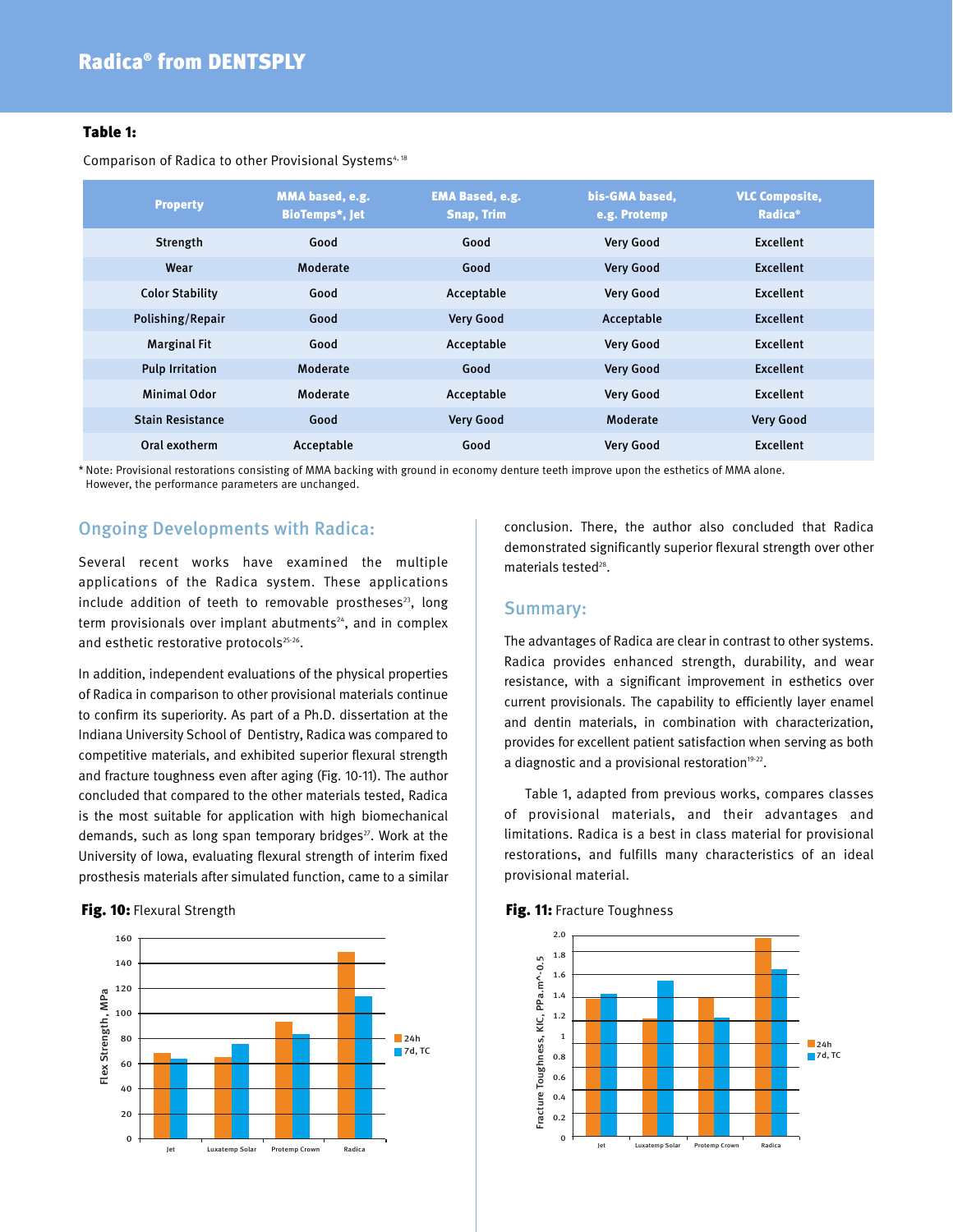## Table 1:

Comparison of Radica to other Provisional Systems[4, 18]

| Property | MMA based, e.g. BioTemps*, Jet | EMA Based, e.g. Snap, Trim | bis-GMA based, e.g. Protemp | VLC Composite, Radica® |
|---|---|---|---|---|
| Strength | Good | Good | Very Good | Excellent |
| Wear | Moderate | Good | Very Good | Excellent |
| Color Stability | Good | Acceptable | Very Good | Excellent |
| Polishing/Repair | Good | Very Good | Acceptable | Excellent |
| Marginal Fit | Good | Acceptable | Very Good | Excellent |
| Pulp Irritation | Moderate | Good | Very Good | Excellent |
| Minimal Odor | Moderate | Acceptable | Very Good | Excellent |
| Stain Resistance | Good | Very Good | Moderate | Very Good |
| Oral exotherm | Acceptable | Good | Very Good | Excellent |

\* Note: Provisional restorations consisting of MMA backing with ground in economy denture teeth improve upon the esthetics of MMA alone. However, the performance parameters are unchanged.

## Ongoing Developments with Radica:

Several recent works have examined the multiple applications of the Radica system. These applications include addition of teeth to removable prostheses[23], long term provisionals over implant abutments[24], and in complex and esthetic restorative protocols[25-26].

In addition, independent evaluations of the physical properties of Radica in comparison to other provisional materials continue to confirm its superiority. As part of a Ph.D. dissertation at the Indiana University School of Dentistry, Radica was compared to competitive materials, and exhibited superior flexural strength and fracture toughness even after aging (Fig. 10-11). The author concluded that compared to the other materials tested, Radica is the most suitable for application with high biomechanical demands, such as long span temporary bridges[27]. Work at the University of Iowa, evaluating flexural strength of interim fixed prosthesis materials after simulated function, came to a similar conclusion. There, the author also concluded that Radica demonstrated significantly superior flexural strength over other materials tested[28].

## Summary:

The advantages of Radica are clear in contrast to other systems. Radica provides enhanced strength, durability, and wear resistance, with a significant improvement in esthetics over current provisionals. The capability to efficiently layer enamel and dentin materials, in combination with characterization, provides for excellent patient satisfaction when serving as both a diagnostic and a provisional restoration[19-22].

Table 1, adapted from previous works, compares classes of provisional materials, and their advantages and limitations. Radica is a best in class material for provisional restorations, and fulfills many characteristics of an ideal provisional material.

**Fig. 10:** Flexural Strength

**Fig. 11:** Fracture Toughness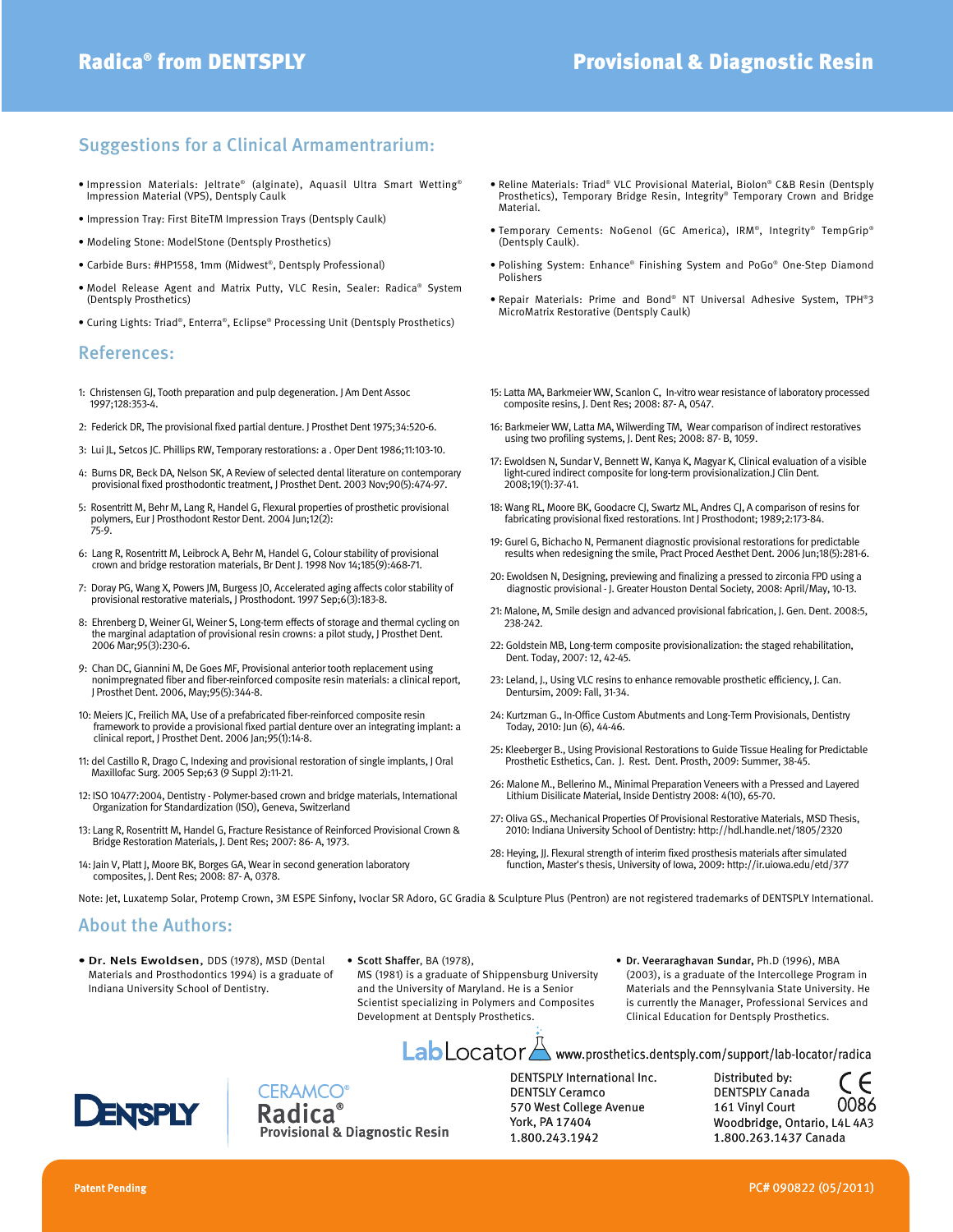## Suggestions for a Clinical Armamentrarium:

- Impression Materials: Jeltrate® (alginate), Aquasil Ultra Smart Wetting® Impression Material (VPS), Dentsply Caulk
- Impression Tray: First BiteTM Impression Trays (Dentsply Caulk)
- Modeling Stone: ModelStone (Dentsply Prosthetics)
- Carbide Burs: #HP1558, 1mm (Midwest®, Dentsply Professional)
- Model Release Agent and Matrix Putty, VLC Resin, Sealer: Radica® System (Dentsply Prosthetics)
- Curing Lights: Triad®, Enterra®, Eclipse® Processing Unit (Dentsply Prosthetics)
- Reline Materials: Triad® VLC Provisional Material, Biolon® C&B Resin (Dentsply Prosthetics), Temporary Bridge Resin, Integrity® Temporary Crown and Bridge Material.
- Temporary Cements: NoGenol (GC America), IRM®, Integrity® TempGrip® (Dentsply Caulk).
- Polishing System: Enhance® Finishing System and PoGo® One-Step Diamond Polishers
- Repair Materials: Prime and Bond® NT Universal Adhesive System, TPH®3 MicroMatrix Restorative (Dentsply Caulk)

## References:

1: Christensen GJ, Tooth preparation and pulp degeneration. J Am Dent Assoc 1997;128:353-4.

2: Federick DR, The provisional fixed partial denture. J Prosthet Dent 1975;34:520-6.

3: Lui JL, Setcos JC. Phillips RW, Temporary restorations: a . Oper Dent 1986;11:103-10.

4: Burns DR, Beck DA, Nelson SK, A Review of selected dental literature on contemporary provisional fixed prosthodontic treatment, J Prosthet Dent. 2003 Nov;90(5):474-97.

5: Rosentritt M, Behr M, Lang R, Handel G, Flexural properties of prosthetic provisional polymers, Eur J Prosthodont Restor Dent. 2004 Jun;12(2): 75-9.

6: Lang R, Rosentritt M, Leibrock A, Behr M, Handel G, Colour stability of provisional crown and bridge restoration materials, Br Dent J. 1998 Nov 14;185(9):468-71.

7: Doray PG, Wang X, Powers JM, Burgess JO, Accelerated aging affects color stability of provisional restorative materials, J Prosthodont. 1997 Sep;6(3):183-8.

8: Ehrenberg D, Weiner GI, Weiner S, Long-term effects of storage and thermal cycling on the marginal adaptation of provisional resin crowns: a pilot study, J Prosthet Dent. 2006 Mar;95(3):230-6.

9: Chan DC, Giannini M, De Goes MF, Provisional anterior tooth replacement using nonimpregnated fiber and fiber-reinforced composite resin materials: a clinical report, J Prosthet Dent. 2006, May;95(5):344-8.

10: Meiers JC, Freilich MA, Use of a prefabricated fiber-reinforced composite resin framework to provide a provisional fixed partial denture over an integrating implant: a clinical report, J Prosthet Dent. 2006 Jan;95(1):14-8.

11: del Castillo R, Drago C, Indexing and provisional restoration of single implants, J Oral Maxillofac Surg. 2005 Sep;63 (9 Suppl 2):11-21.

12: ISO 10477:2004, Dentistry - Polymer-based crown and bridge materials, International Organization for Standardization (ISO), Geneva, Switzerland

13: Lang R, Rosentritt M, Handel G, Fracture Resistance of Reinforced Provisional Crown & Bridge Restoration Materials, J. Dent Res; 2007: 86- A, 1973.

14: Jain V, Platt J, Moore BK, Borges GA, Wear in second generation laboratory composites, J. Dent Res; 2008: 87- A, 0378.

15: Latta MA, Barkmeier WW, Scanlon C, In-vitro wear resistance of laboratory processed composite resins, J. Dent Res; 2008: 87- A, 0547.

16: Barkmeier WW, Latta MA, Wilwerding TM, Wear comparison of indirect restoratives using two profiling systems, J. Dent Res; 2008: 87- B, 1059.

17: Ewoldsen N, Sundar V, Bennett W, Kanya K, Magyar K, Clinical evaluation of a visible light-cured indirect composite for long-term provisionalization.J Clin Dent. 2008;19(1):37-41.

18: Wang RL, Moore BK, Goodacre CJ, Swartz ML, Andres CJ, A comparison of resins for fabricating provisional fixed restorations. Int J Prosthodont; 1989;2:173-84.

19: Gurel G, Bichacho N, Permanent diagnostic provisional restorations for predictable results when redesigning the smile, Pract Proced Aesthet Dent. 2006 Jun;18(5):281-6.

20: Ewoldsen N, Designing, previewing and finalizing a pressed to zirconia FPD using a diagnostic provisional - J. Greater Houston Dental Society, 2008: April/May, 10-13.

21: Malone, M, Smile design and advanced provisional fabrication, J. Gen. Dent. 2008:5, 238-242.

22: Goldstein MB, Long-term composite provisionalization: the staged rehabilitation, Dent. Today, 2007: 12, 42-45.

23: Leland, J., Using VLC resins to enhance removable prosthetic efficiency, J. Can. Dentursim, 2009: Fall, 31-34.

24: Kurtzman G., In-Office Custom Abutments and Long-Term Provisionals, Dentistry Today, 2010: Jun (6), 44-46.

25: Kleeberger B., Using Provisional Restorations to Guide Tissue Healing for Predictable Prosthetic Esthetics, Can. J. Rest. Dent. Prosth, 2009: Summer, 38-45.

26: Malone M., Bellerino M., Minimal Preparation Veneers with a Pressed and Layered Lithium Disilicate Material, Inside Dentistry 2008: 4(10), 65-70.

27: Oliva GS., Mechanical Properties Of Provisional Restorative Materials, MSD Thesis, 2010: Indiana University School of Dentistry: http://hdl.handle.net/1805/2320

28: Heying, JJ. Flexural strength of interim fixed prosthesis materials after simulated function, Master's thesis, University of Iowa, 2009: http://ir.uiowa.edu/etd/377

Note: Jet, Luxatemp Solar, Protemp Crown, 3M ESPE Sinfony, Ivoclar SR Adoro, GC Gradia & Sculpture Plus (Pentron) are not registered trademarks of DENTSPLY International.

## About the Authors:

- **Dr. Nels Ewoldsen**, DDS (1978), MSD (Dental Materials and Prosthodontics 1994) is a graduate of Indiana University School of Dentistry.
- **Scott Shaffer**, BA (1978), MS (1981) is a graduate of Shippensburg University and the University of Maryland. He is a Senior Scientist specializing in Polymers and Composites Development at Dentsply Prosthetics.
- **Dr. Veeraraghavan Sundar**, Ph.D (1996), MBA (2003), is a graduate of the Intercollege Program in Materials and the Pennsylvania State University. He is currently the Manager, Professional Services and Clinical Education for Dentsply Prosthetics.

LabLocator www.prosthetics.dentsply.com/support/lab-locator/radica

DENTSPLY

CERAMCO® Radica® Provisional & Diagnostic Resin

DENTSPLY International Inc.
DENTSLY Ceramco
570 West College Avenue
York, PA 17404
1.800.243.1942

Distributed by:
DENTSPLY Canada
161 Vinyl Court
Woodbridge, Ontario, L4L 4A3
1.800.263.1437 Canada

CE 0086

Patent Pending

PC# 090822 (05/2011)